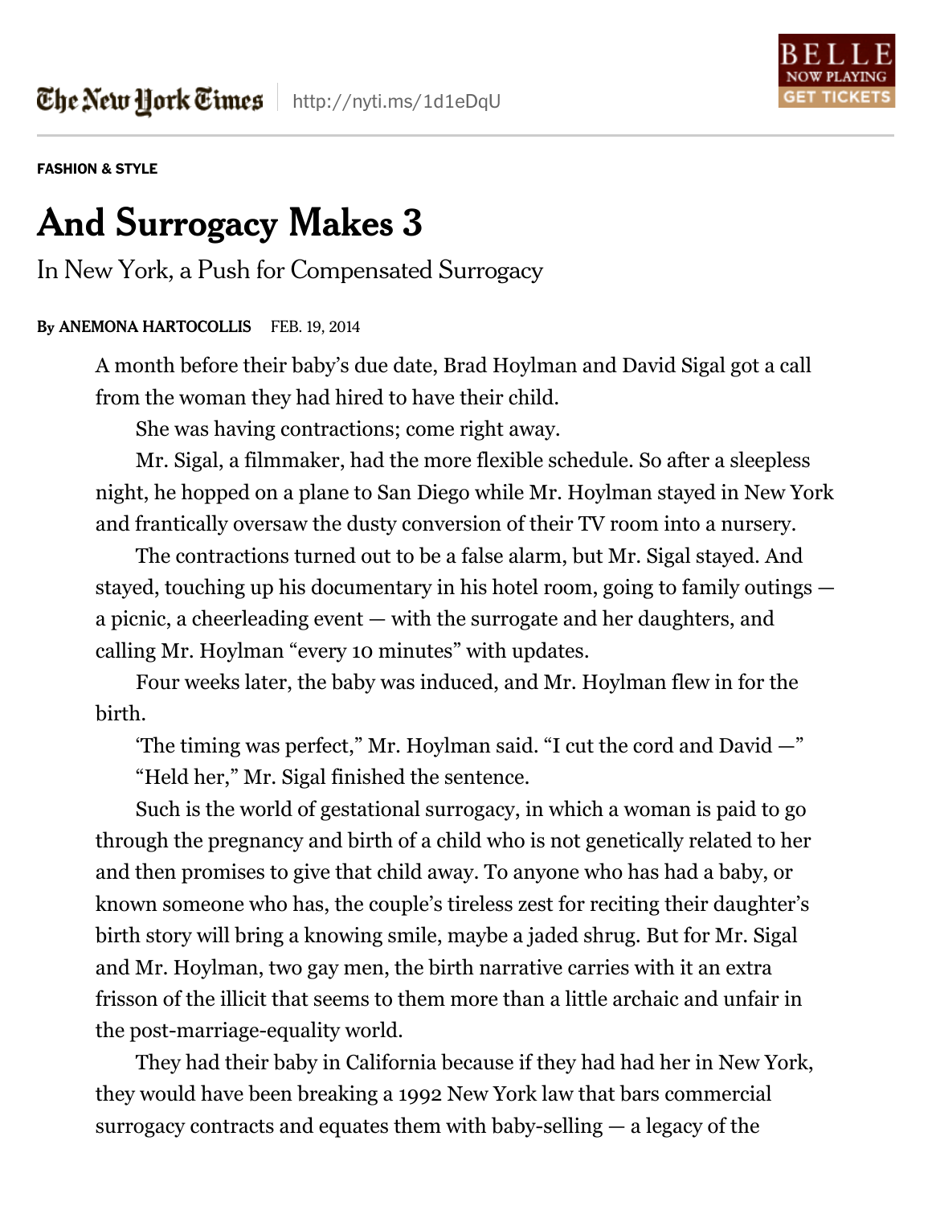The New York Times http://nyti.ms/1d1eDqU

FASHION & STYLE

# And Surrogacy Makes 3

In New York, a Push for Compensated Surrogacy

**By ANEMONA HARTOCOLLIS** FEB. 19, 2014

A month before their baby's due date, Brad Hoylman and David Sigal got a call from the woman they had hired to have their child.

She was having contractions; come right away.

Mr. Sigal, a filmmaker, had the more flexible schedule. So after a sleepless night, he hopped on a plane to San Diego while Mr. Hoylman stayed in New York and frantically oversaw the dusty conversion of their TV room into a nursery.

The contractions turned out to be a false alarm, but Mr. Sigal stayed. And stayed, touching up his documentary in his hotel room, going to family outings — a picnic, a cheerleading event — with the surrogate and her daughters, and calling Mr. Hoylman "every 10 minutes" with updates.

Four weeks later, the baby was induced, and Mr. Hoylman flew in for the birth.

'The timing was perfect," Mr. Hoylman said. "I cut the cord and David —"

"Held her," Mr. Sigal finished the sentence.

Such is the world of gestational surrogacy, in which a woman is paid to go through the pregnancy and birth of a child who is not genetically related to her and then promises to give that child away. To anyone who has had a baby, or known someone who has, the couple's tireless zest for reciting their daughter's birth story will bring a knowing smile, maybe a jaded shrug. But for Mr. Sigal and Mr. Hoylman, two gay men, the birth narrative carries with it an extra frisson of the illicit that seems to them more than a little archaic and unfair in the post-marriage-equality world.

They had their baby in California because if they had had her in New York, they would have been breaking a 1992 New York law that bars commercial surrogacy contracts and equates them with baby-selling — a legacy of the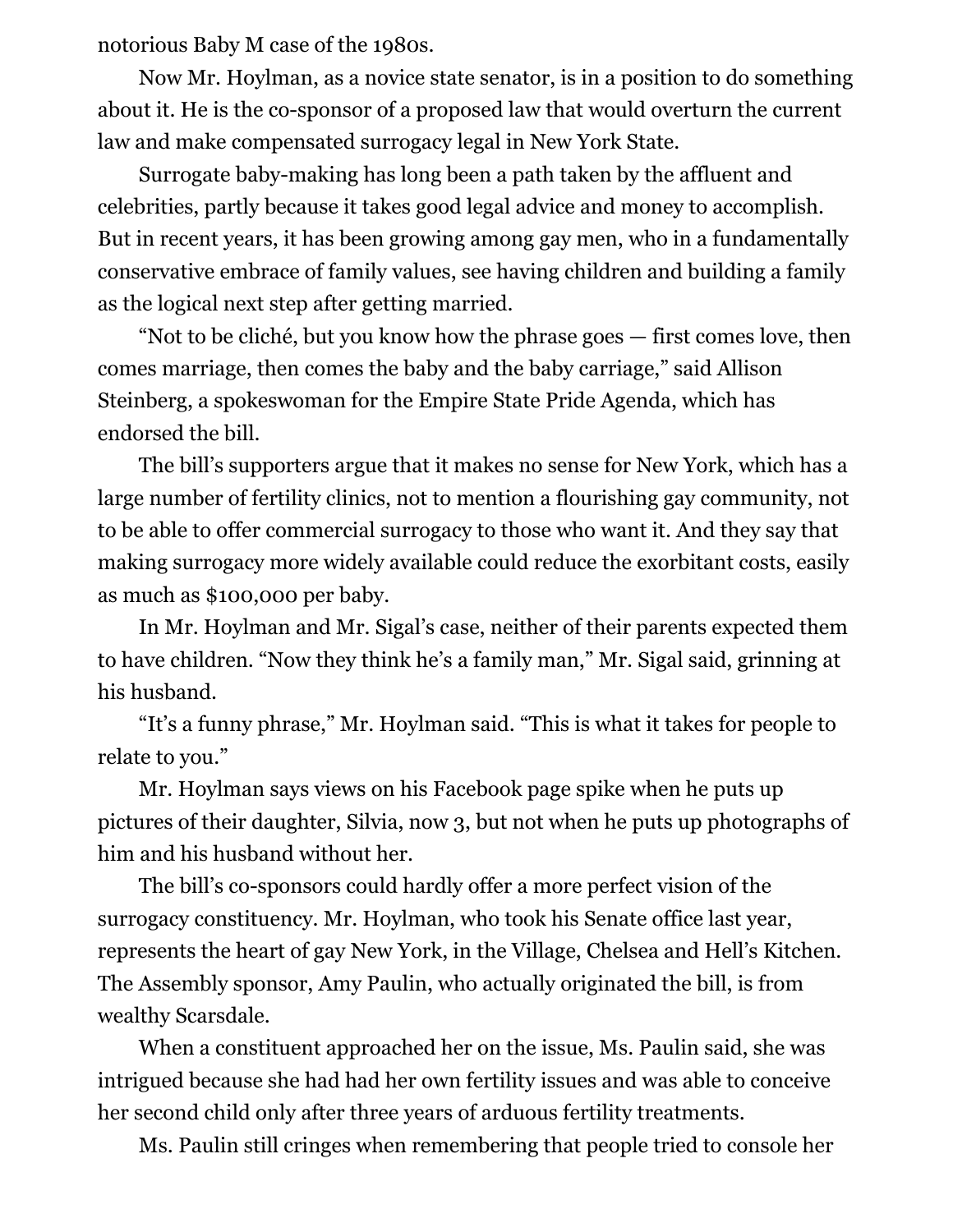notorious Baby M case of the 1980s.

Now Mr. Hoylman, as a novice state senator, is in a position to do something about it. He is the co-sponsor of a proposed law that would overturn the current law and make compensated surrogacy legal in New York State.

Surrogate baby-making has long been a path taken by the affluent and celebrities, partly because it takes good legal advice and money to accomplish. But in recent years, it has been growing among gay men, who in a fundamentally conservative embrace of family values, see having children and building a family as the logical next step after getting married.

"Not to be cliché, but you know how the phrase goes — first comes love, then comes marriage, then comes the baby and the baby carriage," said Allison Steinberg, a spokeswoman for the Empire State Pride Agenda, which has endorsed the bill.

The bill's supporters argue that it makes no sense for New York, which has a large number of fertility clinics, not to mention a flourishing gay community, not to be able to offer commercial surrogacy to those who want it. And they say that making surrogacy more widely available could reduce the exorbitant costs, easily as much as $100,000 per baby.

In Mr. Hoylman and Mr. Sigal's case, neither of their parents expected them to have children. "Now they think he's a family man," Mr. Sigal said, grinning at his husband.

"It's a funny phrase," Mr. Hoylman said. "This is what it takes for people to relate to you."

Mr. Hoylman says views on his Facebook page spike when he puts up pictures of their daughter, Silvia, now 3, but not when he puts up photographs of him and his husband without her.

The bill's co-sponsors could hardly offer a more perfect vision of the surrogacy constituency. Mr. Hoylman, who took his Senate office last year, represents the heart of gay New York, in the Village, Chelsea and Hell's Kitchen. The Assembly sponsor, Amy Paulin, who actually originated the bill, is from wealthy Scarsdale.

When a constituent approached her on the issue, Ms. Paulin said, she was intrigued because she had had her own fertility issues and was able to conceive her second child only after three years of arduous fertility treatments.

Ms. Paulin still cringes when remembering that people tried to console her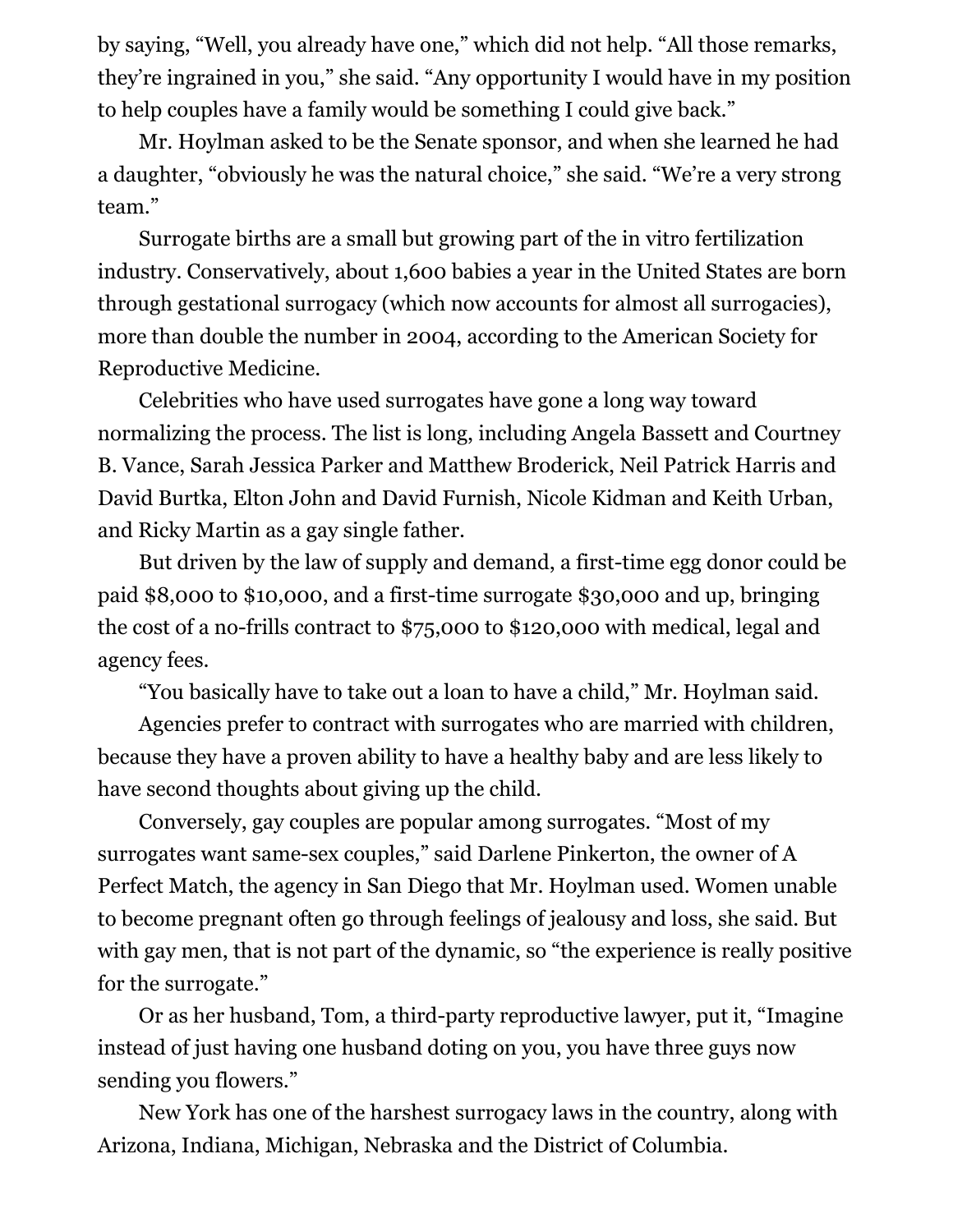by saying, "Well, you already have one," which did not help. "All those remarks, they're ingrained in you," she said. "Any opportunity I would have in my position to help couples have a family would be something I could give back."

Mr. Hoylman asked to be the Senate sponsor, and when she learned he had a daughter, "obviously he was the natural choice," she said. "We're a very strong team."

Surrogate births are a small but growing part of the in vitro fertilization industry. Conservatively, about 1,600 babies a year in the United States are born through gestational surrogacy (which now accounts for almost all surrogacies), more than double the number in 2004, according to the American Society for Reproductive Medicine.

Celebrities who have used surrogates have gone a long way toward normalizing the process. The list is long, including Angela Bassett and Courtney B. Vance, Sarah Jessica Parker and Matthew Broderick, Neil Patrick Harris and David Burtka, Elton John and David Furnish, Nicole Kidman and Keith Urban, and Ricky Martin as a gay single father.

But driven by the law of supply and demand, a first-time egg donor could be paid $8,000 to $10,000, and a first-time surrogate $30,000 and up, bringing the cost of a no-frills contract to $75,000 to $120,000 with medical, legal and agency fees.

"You basically have to take out a loan to have a child," Mr. Hoylman said.

Agencies prefer to contract with surrogates who are married with children, because they have a proven ability to have a healthy baby and are less likely to have second thoughts about giving up the child.

Conversely, gay couples are popular among surrogates. "Most of my surrogates want same-sex couples," said Darlene Pinkerton, the owner of A Perfect Match, the agency in San Diego that Mr. Hoylman used. Women unable to become pregnant often go through feelings of jealousy and loss, she said. But with gay men, that is not part of the dynamic, so "the experience is really positive for the surrogate."

Or as her husband, Tom, a third-party reproductive lawyer, put it, "Imagine instead of just having one husband doting on you, you have three guys now sending you flowers."

New York has one of the harshest surrogacy laws in the country, along with Arizona, Indiana, Michigan, Nebraska and the District of Columbia.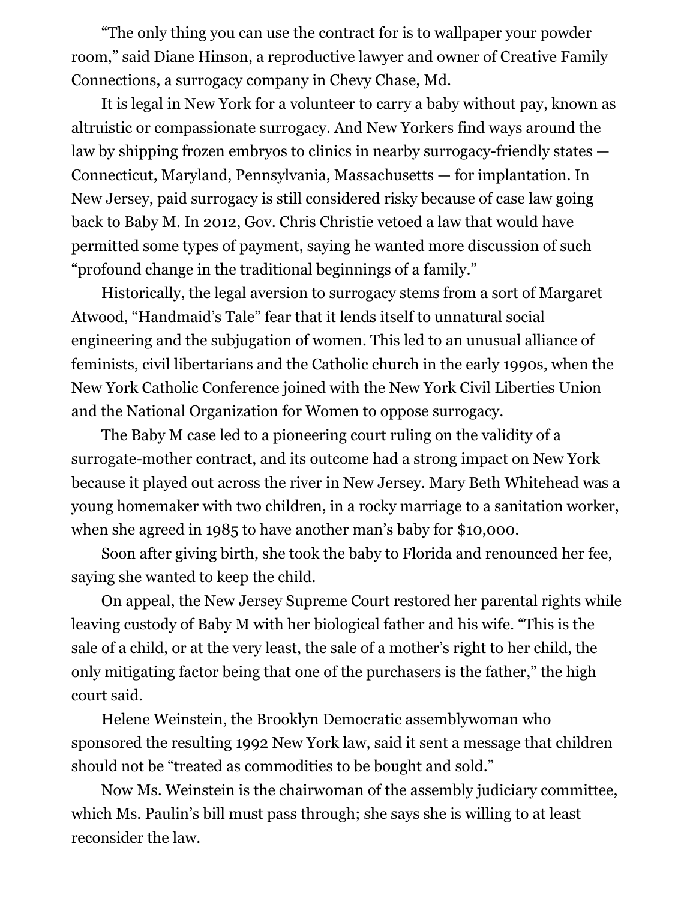"The only thing you can use the contract for is to wallpaper your powder room," said Diane Hinson, a reproductive lawyer and owner of Creative Family Connections, a surrogacy company in Chevy Chase, Md.

It is legal in New York for a volunteer to carry a baby without pay, known as altruistic or compassionate surrogacy. And New Yorkers find ways around the law by shipping frozen embryos to clinics in nearby surrogacy-friendly states — Connecticut, Maryland, Pennsylvania, Massachusetts — for implantation. In New Jersey, paid surrogacy is still considered risky because of case law going back to Baby M. In 2012, Gov. Chris Christie vetoed a law that would have permitted some types of payment, saying he wanted more discussion of such "profound change in the traditional beginnings of a family."

Historically, the legal aversion to surrogacy stems from a sort of Margaret Atwood, "Handmaid's Tale" fear that it lends itself to unnatural social engineering and the subjugation of women. This led to an unusual alliance of feminists, civil libertarians and the Catholic church in the early 1990s, when the New York Catholic Conference joined with the New York Civil Liberties Union and the National Organization for Women to oppose surrogacy.

The Baby M case led to a pioneering court ruling on the validity of a surrogate-mother contract, and its outcome had a strong impact on New York because it played out across the river in New Jersey. Mary Beth Whitehead was a young homemaker with two children, in a rocky marriage to a sanitation worker, when she agreed in 1985 to have another man's baby for $10,000.

Soon after giving birth, she took the baby to Florida and renounced her fee, saying she wanted to keep the child.

On appeal, the New Jersey Supreme Court restored her parental rights while leaving custody of Baby M with her biological father and his wife. "This is the sale of a child, or at the very least, the sale of a mother's right to her child, the only mitigating factor being that one of the purchasers is the father," the high court said.

Helene Weinstein, the Brooklyn Democratic assemblywoman who sponsored the resulting 1992 New York law, said it sent a message that children should not be "treated as commodities to be bought and sold."

Now Ms. Weinstein is the chairwoman of the assembly judiciary committee, which Ms. Paulin's bill must pass through; she says she is willing to at least reconsider the law.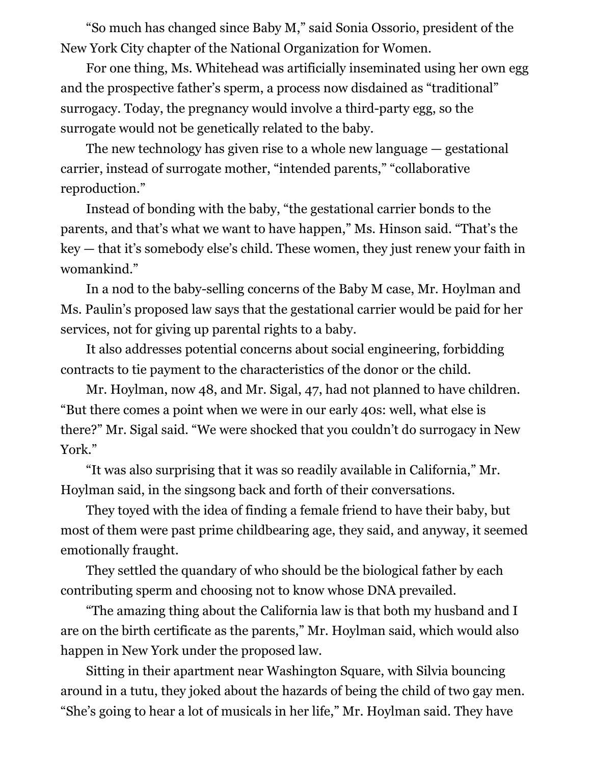"So much has changed since Baby M," said Sonia Ossorio, president of the New York City chapter of the National Organization for Women.

For one thing, Ms. Whitehead was artificially inseminated using her own egg and the prospective father's sperm, a process now disdained as "traditional" surrogacy. Today, the pregnancy would involve a third-party egg, so the surrogate would not be genetically related to the baby.

The new technology has given rise to a whole new language — gestational carrier, instead of surrogate mother, "intended parents," "collaborative reproduction."

Instead of bonding with the baby, "the gestational carrier bonds to the parents, and that's what we want to have happen," Ms. Hinson said. "That's the key — that it's somebody else's child. These women, they just renew your faith in womankind."

In a nod to the baby-selling concerns of the Baby M case, Mr. Hoylman and Ms. Paulin's proposed law says that the gestational carrier would be paid for her services, not for giving up parental rights to a baby.

It also addresses potential concerns about social engineering, forbidding contracts to tie payment to the characteristics of the donor or the child.

Mr. Hoylman, now 48, and Mr. Sigal, 47, had not planned to have children. "But there comes a point when we were in our early 40s: well, what else is there?" Mr. Sigal said. "We were shocked that you couldn't do surrogacy in New York."

"It was also surprising that it was so readily available in California," Mr. Hoylman said, in the singsong back and forth of their conversations.

They toyed with the idea of finding a female friend to have their baby, but most of them were past prime childbearing age, they said, and anyway, it seemed emotionally fraught.

They settled the quandary of who should be the biological father by each contributing sperm and choosing not to know whose DNA prevailed.

"The amazing thing about the California law is that both my husband and I are on the birth certificate as the parents," Mr. Hoylman said, which would also happen in New York under the proposed law.

Sitting in their apartment near Washington Square, with Silvia bouncing around in a tutu, they joked about the hazards of being the child of two gay men. "She's going to hear a lot of musicals in her life," Mr. Hoylman said. They have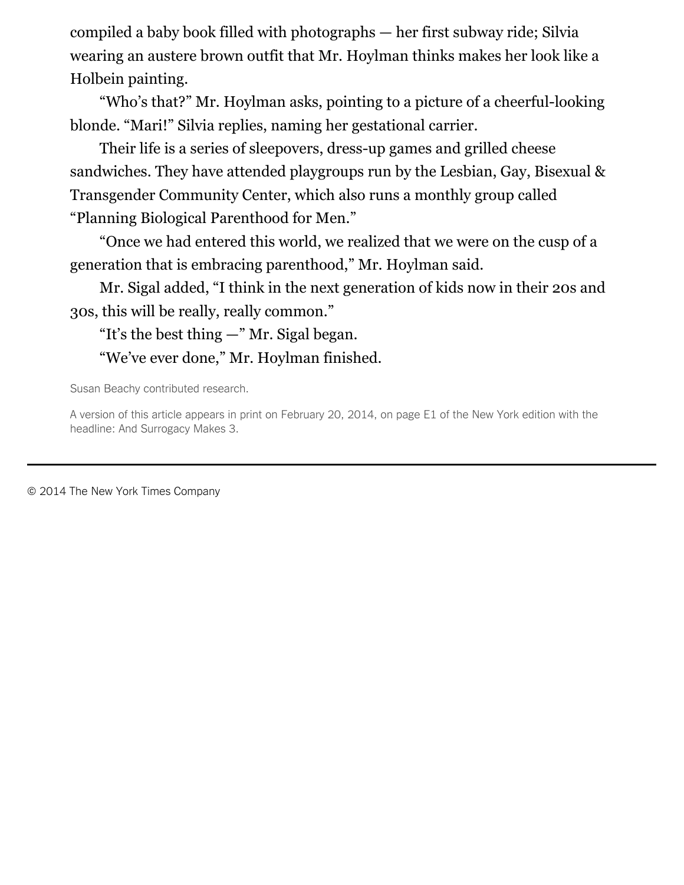compiled a baby book filled with photographs — her first subway ride; Silvia wearing an austere brown outfit that Mr. Hoylman thinks makes her look like a Holbein painting.

"Who's that?" Mr. Hoylman asks, pointing to a picture of a cheerful-looking blonde. "Mari!" Silvia replies, naming her gestational carrier.

Their life is a series of sleepovers, dress-up games and grilled cheese sandwiches. They have attended playgroups run by the Lesbian, Gay, Bisexual & Transgender Community Center, which also runs a monthly group called "Planning Biological Parenthood for Men."

"Once we had entered this world, we realized that we were on the cusp of a generation that is embracing parenthood," Mr. Hoylman said.

Mr. Sigal added, "I think in the next generation of kids now in their 20s and 30s, this will be really, really common."

"It's the best thing —" Mr. Sigal began.

"We've ever done," Mr. Hoylman finished.

Susan Beachy contributed research.

A version of this article appears in print on February 20, 2014, on page E1 of the New York edition with the headline: And Surrogacy Makes 3.

© 2014 The New York Times Company